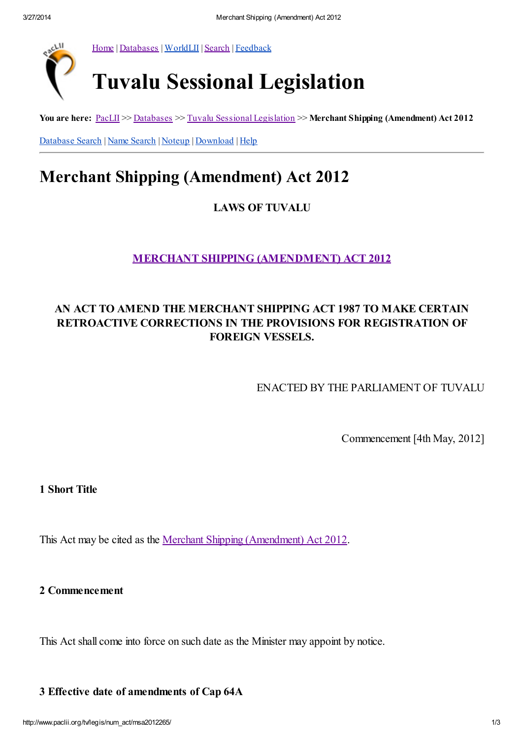Home | Databases | WorldLII | Search | Feedback

# Tuvalu Sessional Legislation

**You are here:** PacLII >> Databases >> Tuvalu Sessional Legislation >> **Merchant Shipping (Amendment) Act 2012**

Database Search | Name Search | Noteup | Download | Help

## Merchant Shipping (Amendment) Act 2012

**LAWS OF TUVALU**

**MERCHANT SHIPPING (AMENDMENT) ACT 2012**

**AN ACT TO AMEND THE MERCHANT SHIPPING ACT 1987 TO MAKE CERTAIN RETROACTIVE CORRECTIONS IN THE PROVISIONS FOR REGISTRATION OF FOREIGN VESSELS.**

ENACTED BY THE PARLIAMENT OF TUVALU

Commencement [4th May, 2012]

### 1 Short Title

This Act may be cited as the Merchant Shipping (Amendment) Act 2012.

### 2 Commencement

This Act shall come into force on such date as the Minister may appoint by notice.

### 3 Effective date of amendments of Cap 64A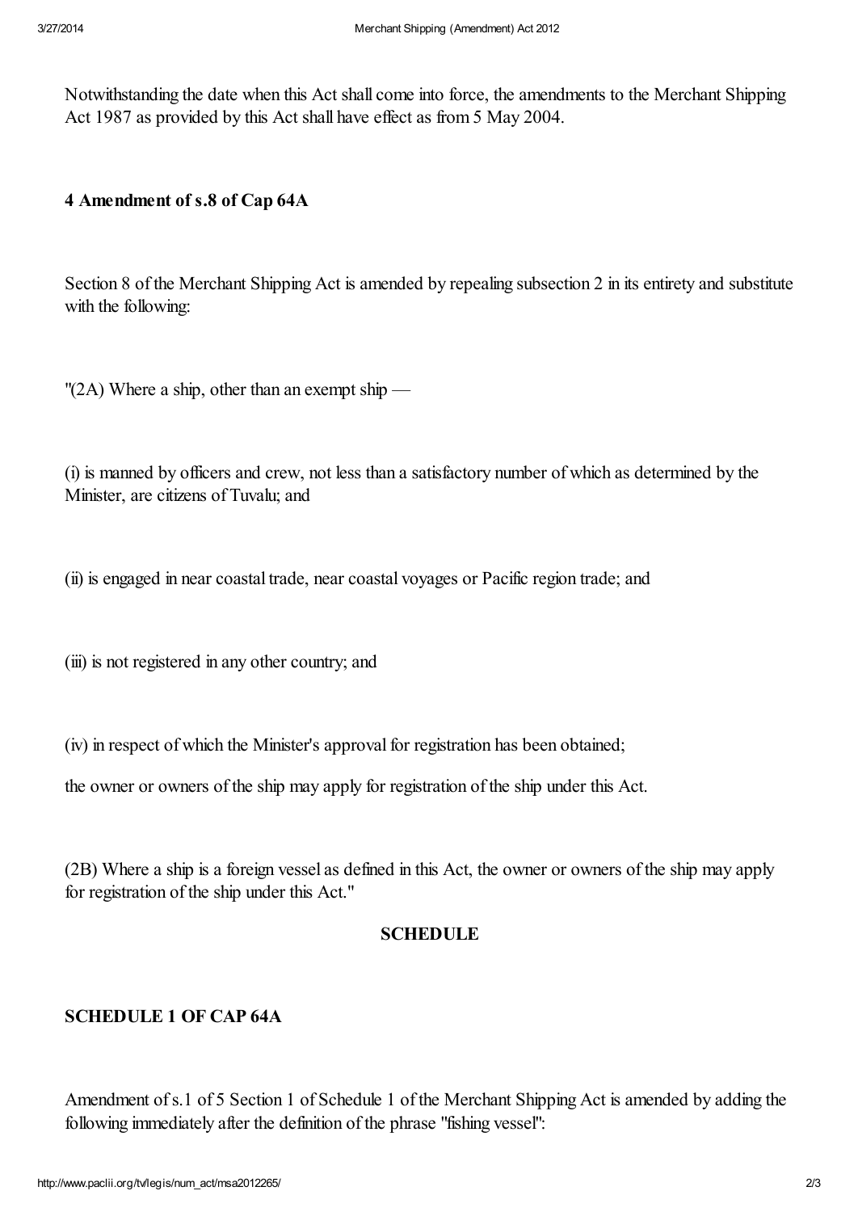Notwithstanding the date when this Act shall come into force, the amendments to the Merchant Shipping Act 1987 as provided by this Act shall have effect as from 5 May 2004.

### 4 Amendment of s.8 of Cap 64A

Section 8 of the Merchant Shipping Act is amended by repealing subsection 2 in its entirety and substitute with the following:

"(2A) Where a ship, other than an exempt ship —

(i) is manned by officers and crew, not less than a satisfactory number of which as determined by the Minister, are citizens of Tuvalu; and

(ii) is engaged in near coastal trade, near coastal voyages or Pacific region trade; and

(iii) is not registered in any other country; and

(iv) in respect of which the Minister's approval for registration has been obtained;

the owner or owners of the ship may apply for registration of the ship under this Act.

(2B) Where a ship is a foreign vessel as defined in this Act, the owner or owners of the ship may apply for registration of the ship under this Act."

**SCHEDULE**

### SCHEDULE 1 OF CAP 64A

Amendment of s.1 of 5 Section 1 of Schedule 1 of the Merchant Shipping Act is amended by adding the following immediately after the definition of the phrase "fishing vessel":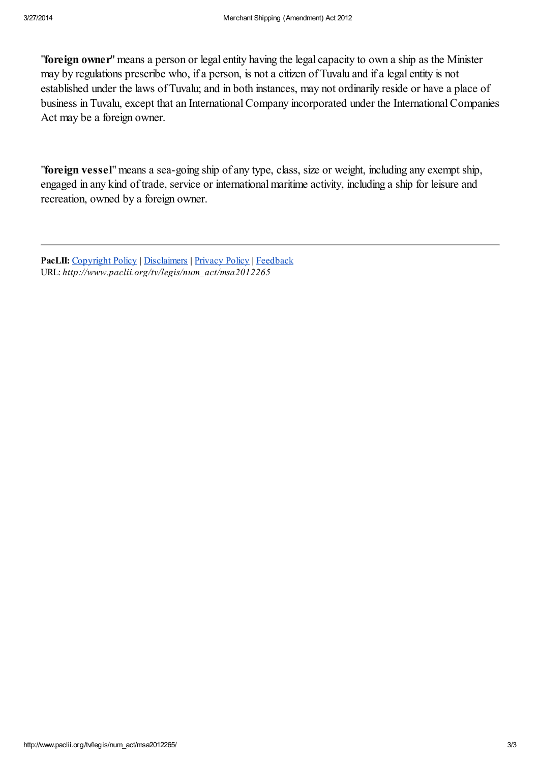"**foreign owner**" means a person or legal entity having the legal capacity to own a ship as the Minister may by regulations prescribe who, if a person, is not a citizen of Tuvalu and if a legal entity is not established under the laws of Tuvalu; and in both instances, may not ordinarily reside or have a place of business in Tuvalu, except that an International Company incorporated under the International Companies Act may be a foreign owner.

"**foreign vessel**" means a sea-going ship of any type, class, size or weight, including any exempt ship, engaged in any kind of trade, service or international maritime activity, including a ship for leisure and recreation, owned by a foreign owner.

---

**PacLII:** Copyright Policy | Disclaimers | Privacy Policy | Feedback
URL: *http://www.paclii.org/tv/legis/num_act/msa2012265*